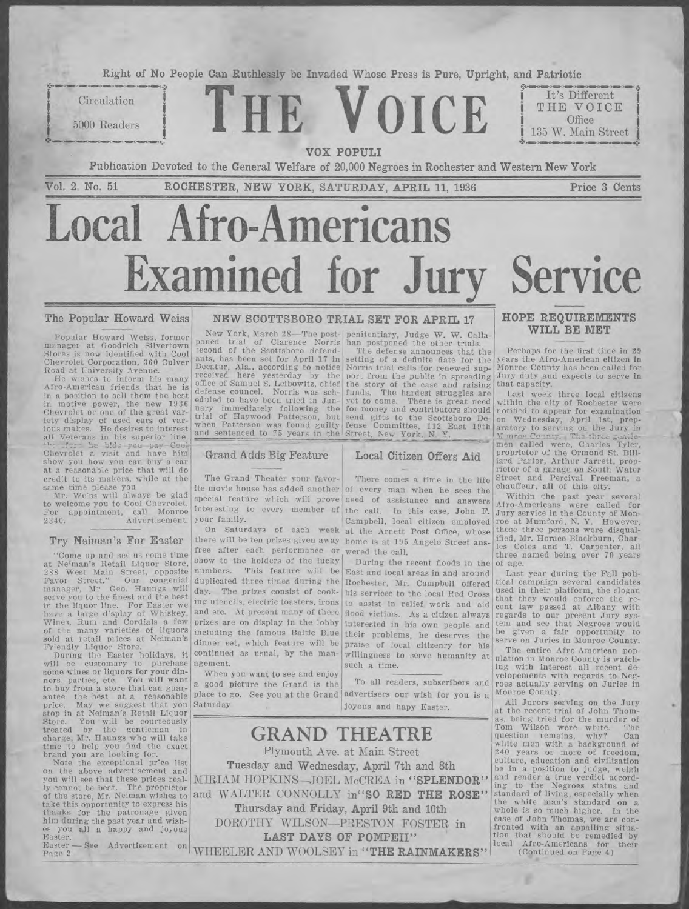Right of No People Can Ruthlessly be Invaded Whose Press is Pure, Upright, and Patriotic

Circulation 5000 Readers

# THE VOICE

It's Different THE VOICE Office 135 W. Main Street

VOX POPULI

Publication Devoted to the General Welfare of 20,000 Negroes in Rochester and Western New York

Vol. 2, No. 51 — ROCHESTER, NEW YORK, SATURDAY, APRIL 11, 1936 — Price 3 Cents

# Local Afro-Americans Examined for Jury Service

## The Popular Howard Weiss

Popular Howard Weiss, former manager at Goodrich Silvertown Stores is now identified with Cool Chevrolet Corporation, 360 Culver Road at University Avenue.

He wishes to inform his many Afro-American friends that he is in a position to sell them the best in motive power, the new 1936 Chevrolet or one of the great variety display of used cars of various makes. He desires to interest all Veterans in his superior line, the ... he bids you pay Cool Chevrolet a visit and have him show you how you can buy a car at a reasonable price that will do credit to its makers, while at the same time please you.

Mr. Weiss will always be glad to welcome you to Cool Chevrolet. For appointment, call Monroe 2340. Advertisement.

## Try Neiman's For Easter

"Come up and see us some time at Neiman's Retail Liquor Store, 288 West Main Street, opposite Favor Street." Our congenial manager, Mr. Geo. Haungs will serve you to the finest and the best in the liquor line. For Easter we have a large display of Whiskey, Wines, Rum and Cordials a few of the many varieties of liquors sold at retail prices at Neiman's Friendly Liquor Store.

During the Easter holidays, it will be customary to purchase some wines or liquors for your dinners, parties, etc. You will want to buy from a store that can guarantee the best at a reasonable price. May we suggest that you stop in at Neiman's Retail Liquor Store. You will be courteously treated by the gentleman in charge, Mr. Haungs who will take time to help you find the exact brand you are looking for.

Note the exceptional price list on the above advertisement and you will see that these prices really cannot be beat. The proprietor of the store, Mr. Neiman wishes to take this opportunity to express his thanks for the patronage given him during the past year and wishes you all a happy and joyous Easter.

Easter — See Advertisement on Page 2

## NEW SCOTTSBORO TRIAL SET FOR APRIL 17

New York, March 28—The postponed trial of Clarence Norris second of the Scottsboro defendants, has been set for April 17 in Decatur, Ala., according to notice received here yesterday by the office of Samuel S. Leibowitz, chief defense councel. Norris was scheduled to have been tried in January immediately following the trial of Haywood Patterson, but when Patterson was found guilty and sentenced to 75 years in the penitentiary, Judge W. W. Callahan postponed the other trials.

The defense announces that the setting of a definite date for the Norris trial calls for renewed support from the public in spreading the story of the case and raising funds. The hardest struggles are yet to come. There is great need for money and contributors should send gifts to the Scottsboro Defense Committee, 112 East 19th Street, New York, N. Y.

## Grand Adds Big Feature

The Grand Theater your favorite movie house has added another special feature which will prove interesting to every member of your family.

On Saturdays of each week there will be ten prizes given away free after each performance or show to the holders of the lucky numbers. This feature will be duplicated three times during the day. The prizes consist of cooking utencils, electric toasters, irons and etc. At present many of these prizes are on display in the lobby including the famous Baltic Blue dinner set, which feature will be continued as usual, by the management.

When you want to see and enjoy a good picture the Grand is the place to go. See you at the Grand Saturday.

## Local Citizen Offers Aid

There comes a time in the life of every man when he sees the need of assistance and answers the call. In this case, John F. Campbell, local citizen employed at the Arnett Post Office, whose home is at 195 Angelo Street answered the call.

During the recent floods in the East and local areas in and around Rochester, Mr. Campbell offered his services to the local Red Cross to assist in relief work and aid flood victims. As a citizen always interested in his own people and their problems, he deserves the praise of local citizenry for his willingness to serve humanity at such a time.

To all readers, subscribers and advertisers our wish for you is a joyous and hapy Easter.

## GRAND THEATRE

Plymouth Ave. at Main Street

**Tuesday and Wednesday, April 7th and 8th**

MIRIAM HOPKINS—JOEL McCREA in "SPLENDOR" and WALTER CONNOLLY in "SO RED THE ROSE"

**Thursday and Friday, April 9th and 10th**

DOROTHY WILSON—PRESTON FOSTER in **LAST DAYS OF POMPEII"**

WHEELER AND WOOLSEY in "THE RAINMAKERS"

## HOPE REQUIREMENTS WILL BE MET

Perhaps for the first time in 29 years the Afro-American citizen in Monroe County has been called for Jury duty and expects to serve in that capacity.

Last week three local citizens within the city of Rochester were notified to appear for examination on Wednesday, April 1st, preparatory to serving on the Jury in Monroe County. The three gentlemen called were, Charles Tyler, proprietor of the Ormond St. Billiard Parlor, Arthur Jarrett, proprietor of a garage on South Water Street and Percival Freeman, a chauffeur, all of this city.

Within the past year several Afro-Americans were called for Jury service in the County of Monroe at Mumford, N. Y. However, these three persons were disqualified, Mr. Horace Blackburn, Charles Coles and T. Carpenter, all three named being over 70 years of age.

Last year during the Fall political campaign several candidates used in their platform, the slogan that they would enforce the recent law passed at Albany with regards to our present Jury system and see that Negroes would be given a fair opportunity to serve on Juries in Monroe County.

The entire Afro-American population in Monroe County is watching with interest all recent developements with regards to Negroes actually serving on Juries in Monroe County.

All Jurors serving on the Jury at the recent trial of John Thomas, being tried for the murder of Tom Wilson were white. The question remains, why? Can white men with a background of 240 years or more of freedom, culture, education and civilization be in a position to judge, weigh and render a true verdict according to the Negroes status and standard of living, especially when the white man's standard on a whole is so much higher. In the case of John Thomas, we are confronted with an appalling situation that should be remedied by local Afro-Americans for their

(Continued on Page 4)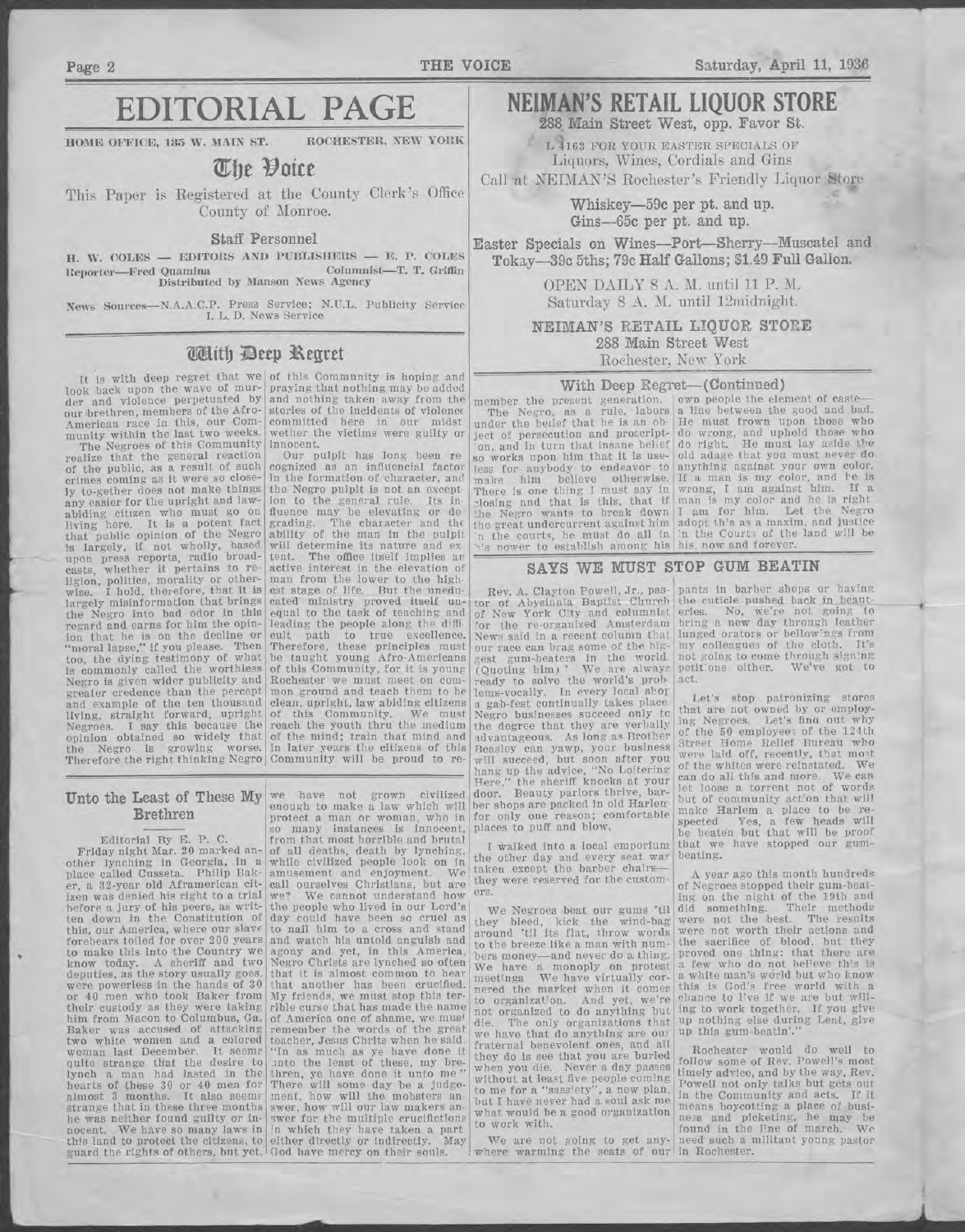# EDITORIAL PAGE

HOME OFFICE, 135 W. MAIN ST. ROCHESTER, NEW YORK

## The Voice

This Paper is Registered at the County Clerk's Office County of Monroe.

### Staff Personnel

H. W. COLES — EDITORS AND PUBLISHERS — E. P. COLES
Reporter—Fred Quamina Columnist—T. T. Griffin
Distributed by Manson News Agency

News Sources—N.A.A.C.P. Press Service; N.U.L. Publicity Service I. L. D. News Service

## With Deep Regret

It is with deep regret that we look back upon the wave of murder and violence perpetuated by our brethren, members of the Afro-American race in this, our Community within the last two weeks.

The Negroes of this Community realize that the general reaction of the public, as a result of such crimes coming as it were so closely to-gether does not make things any easier for the upright and law-abiding citizen who must go on living here. It is a potent fact that public opinion of the Negro is largely, if not wholly, based upon press reports, radio broadcasts, whether it pertains to religion, politics, morality or otherwise. I hold, therefore, that it is largely misinformation that brings the Negro into bad odor in this regard and earns for him the opinion that he is on the decline or "moral lapse," if you please. Then too, the dying testimony of what is commonly called the worthless Negro is given wider publicity and greater credence than the percept and example of the ten thousand living, straight forward, upright Negroes. I say this because the opinion obtained so widely that the Negro is growing worse. Therefore the right thinking Negro of this Community is hoping and praying that nothing may be added and nothing taken away from the stories of the incidents of violence committed here in our midst wether the victims were guilty or innocent.

Our pulpit has long been recognized as an influencial factor in the formation of character, and the Negro pulpit is not an exception to the general rule. Its influence may be elevating or degrading. The character and the ability of the man in the pulpit will determine its nature and extent. The office itself implies an active interest in the elevation of man from the lower to the highest stage of life. But the uneducated ministry proved itself unequal to the task of teaching and leading the people along the difficult path to true excellence. Therefore, these principles must be taught young Afro-Americans of this Community, for it is young Rochester we must meet on common ground and teach them to be clean, upright, law abiding citizens of this Community. We must reach the youth thru the medium of the mind; train that mind and in later years the citizens of this Community will be proud to remember the present generation.

The Negro, as a rule, labors under the belief that he is an object of persecution and proscription, and in turn that insane belief so works upon him that it is useless for anybody to endeavor to make him believe otherwise. There is one thing I must say in closing and that is this, that if the Negro wants to break down the great undercurrent against him in the courts, he must do all in his power to establish among his own people the element of caste—a line between the good and bad. He must frown upon those who do wrong, and uphold those who do right. He must lay aside the old adage that you must never do anything against your own color. If a man is my color, and he is wrong, I am against him. If a man is my color and he is right I am for him. Let the Negro adopt this as a maxim, and justice in the Courts of the land will be his, now and forever.

## Unto the Least of These My Brethren

Editorial By E. P. C.

Friday night Mar. 20 marked another lynching in Georgia, in a place called Cusseta. Philip Baker, a 32-year old Aframerican citizen was denied his right to a trial before a jury of his peers, as written down in the Constitution of this, our America, where our slave forebears toiled for over 200 years to make this into the Country we know today. A sheriff and two deputies, as the story usually goes, were powerless in the hands of 30 or 40 men who took Baker from their custody as they were taking him from Macon to Columbus, Ga. Baker was accused of attacking two white women and a colored woman last December. It seems quite strange that the desire to lynch a man had lasted in the hearts of these 30 or 40 men for almost 3 months. It also seems strange that in these three months he was neither found guilty or innocent. We have so many laws in this land to protect the citizens, to guard the rights of others, but yet, we have not grown civilized enough to make a law which will protect a man or woman, who in so many instances is innocent, from that most horrible and brutal of all deaths, death by lynching, while civilized people look on in amusement and enjoyment. We call ourselves Christians, but are we? We cannot understand how the people who lived in our Lord's day could have been so cruel as to nail him to a cross and stand and watch his untold anguish and agony and yet, in this America, Negro Christs are lynched so often that it is almost common to hear that another has been crucified. My friends, we must stop this terrible curse that has made the name of America one of shame, we must remember the words of the great teacher, Jesus Chrits when he said "In as much as ye have done it unto the least of these, my brethren, ye have done it unto me." There will some day be a judgement, how will the mobsters answer, how will our law makers answer for the multiple crucifictions in which they have taken a part either directly or indirectly. May God have mercy on their souls.

# NEIMAN'S RETAIL LIQUOR STORE

**288 Main Street West, opp. Favor St.**

L 4163 FOR YOUR EASTER SPECIALS OF Liquors, Wines, Cordials and Gins

Call at NEIMAN'S Rochester's Friendly Liquor Store

**Whiskey—59c per pt. and up.**
**Gins—65c per pt. and up.**

**Easter Specials on Wines—Port—Sherry—Muscatel and Tokay—39c 5ths; 79c Half Gallons; $1.49 Full Gallon.**

OPEN DAILY 8 A. M. until 11 P. M.
Saturday 8 A. M. until 12midnight.

**NEIMAN'S RETAIL LIQUOR STORE**
288 Main Street West
Rochester, New York

## SAYS WE MUST STOP GUM BEATIN

Rev. A. Clayton Powell, Jr., pastor of Abysinnia Baptist Church of New York City and columnist for the re-organized Amsterdam News said in a recent column that our race can brag some of the biggest gum-beaters in the world. (Quoting him) " We are always ready to solve the world's problems-vocally. In every local shop a gab-fest continually takes place. Negro businesses succeed only to the degree that they are verbally advantageous. As long as Brother Beasley can yawp, your business will succeed, but soon after you hang up the advice, "No Loitering Here," the sheriff knocks at your door. Beauty parlors thrive, barber shops are packed in old Harlem for only one reason; comfortable places to puff and blow.

I walked into a local emporium the other day and every seat was taken except the barber chairs—they were reserved for the customers.

We Negroes beat our gums 'til they bleed, kick the wind-bag around 'til its flat, throw words to the breeze like a man with numbers money—and never do a thing. We have a monopoly on protest meetings We have virtually cornered the market when it comes to organization. And yet, we're not organized to do anything but die. The only organizations that we have that do anything are our fraternal benevolent ones, and all they do is see that you are buried when you die. Never a day passes without at least five people coming to me for a "sassiety", a new plan, but I have never had a soul ask me what would be a good organization to work with.

We are not going to get anywhere warming the seats of our pants in barber shops or having the cuticle pushed back in beauteries. No, we're not going to bring a new day through leather lunged orators or bellowings from my colleagues of the cloth. It's not going to come through signing petitions either. We've got to act.

Let's stop patronizing stores that are not owned by or employing Negroes. Let's find out why of the 50 employees of the 124th Street Home Relief Bureau who were laid off, recently, that most of the whites were reinstated. We can do all this and more. We can let loose a torrent not of words but of community action that will make Harlem a place to be respected Yes, a few heads will be beaten but that will be proof that we have stopped our gum-beating.

A year ago this month hundreds of Negroes stopped their gum-beating on the night of the 19th and did something. Their methods were not the best. The results were not worth their actions and the sacrifice of blood, but they proved one thing: that there are a few who do not believe this is a white man's world but who know this is God's free world with a chance to live if we are but willing to work together. If you give up nothing else during Lent, give up this gum-beatin'."

Rochester would do well to follow some of Rev. Powell's most timely advice, and by the way, Rev. Powell not only talks but gets out in the Community and acts. If it means boycotting a place of business and picketing, he may be found in the line of march. We need such a militant young pastor in Rochester.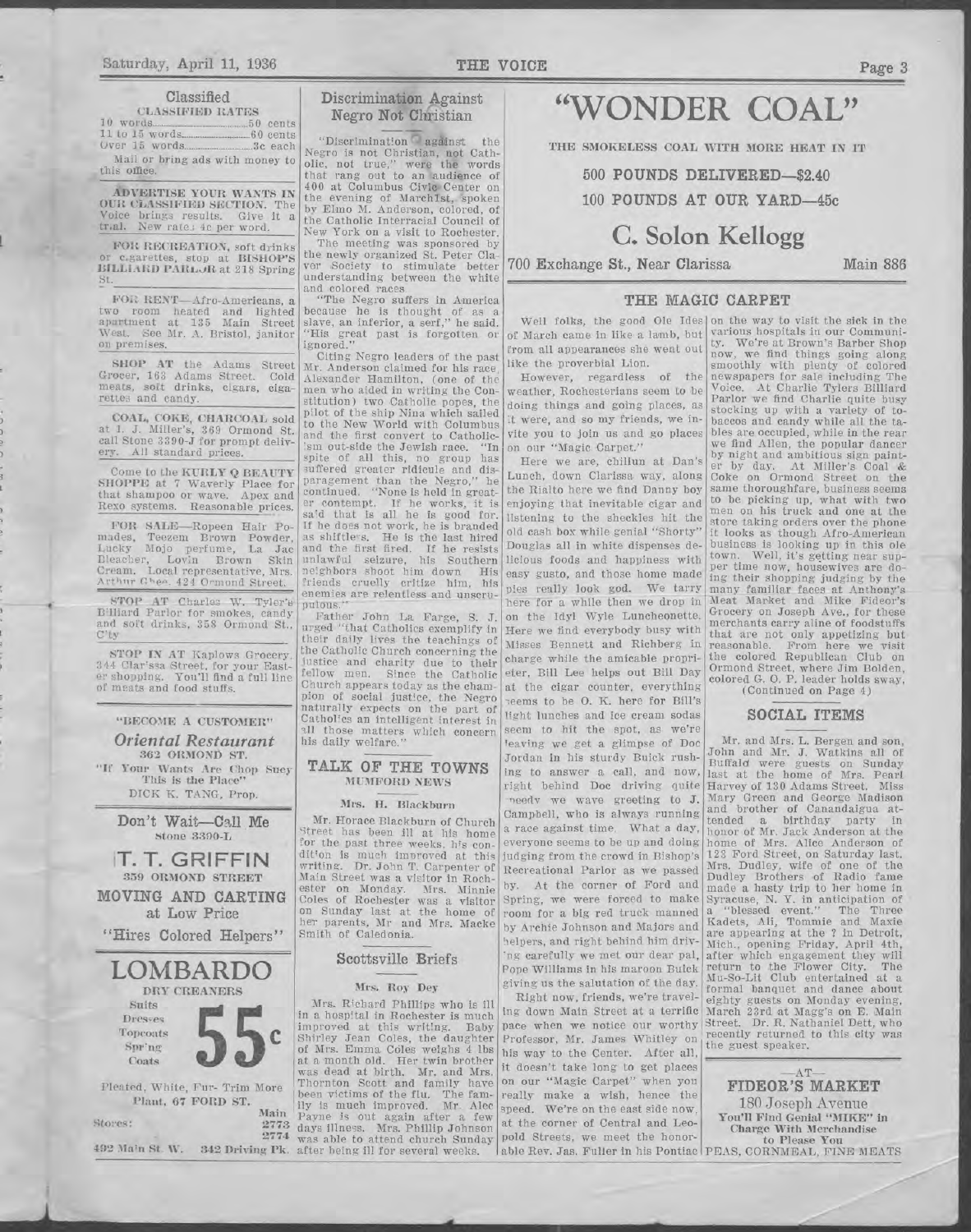## Classified

**CLASSIFIED RATES**

| | |
|---|---|
| 10 words | 50 cents |
| 11 to 15 words | 60 cents |
| Over 15 words | 3c each |

Mail or bring ads with money to this office.

**ADVERTISE YOUR WANTS IN OUR CLASSIFIED SECTION.** The Voice brings results. Give it a trial. New rates 4c per word.

**FOR RECREATION,** soft drinks or cigarettes, stop at **BISHOP'S BILLIARD PARLOR** at 218 Spring St.

**FOR RENT**—Afro-Americans, a two room heated and lighted apartment at 135 Main Street West. See Mr. A. Bristol, janitor on premises.

**SHOP AT** the Adams Street Grocer, 163 Adams Street. Cold meats, soft drinks, cigars, cigarettes and candy.

**COAL, COKE, CHARCOAL** sold at I. J. Miller's, 369 Ormond St. call Stone 3390-J for prompt delivery. All standard prices.

Come to the **KURLY Q BEAUTY SHOPPE** at 7 Waverly Place for that shampoo or wave. Apex and Rexo systems. Reasonable prices.

**FOR SALE**—Ropeen Hair Pomades, Teezem Brown Powder, Lucky Mojo perfume, La Jac Bleacher, Lovin Brown Skin Cream. Local representative, Mrs. Arthur Ghee, 424 Ormond Street.

**STOP AT** Charles W. Tyler's Billiard Parlor for smokes, candy and soft drinks, 358 Ormond St., City

**STOP IN AT** Kaplows Grocery, 344 Clarissa Street, for your Easter shopping. You'll find a full line of meats and food stuffs.

---

"BECOME A CUSTOMER"

***Oriental Restaurant***

362 ORMOND ST.

"If Your Wants Are Chop Suey This is the Place"

DICK K. TANG, Prop.

---

**Don't Wait—Call Me**

Stone 3390-L

# T. T. GRIFFIN

359 ORMOND STREET

**MOVING AND CARTING at Low Price**

"Hires Colored Helpers"

---

# LOMBARDO

DRY CLEANERS

Suits
Dresses
Topcoats
Spring
Coats

**55c**

Pleated, White, Fur- Trim More

Plant, 67 FORD ST.

Stores: Main 2773 2774

492 Main St. W. 342 Driving Pk.

---

## Discrimination Against Negro Not Christian

"Discrimination against the Negro is not Christian, not Catholic, not true," were the words that rang out to an audience of 400 at Columbus Civic Center on the evening of March 1st, spoken by Elmo M. Anderson, colored, of the Catholic Interracial Council of New York on a visit to Rochester.

The meeting was sponsored by the newly organized St. Peter Claver Society to stimulate better understanding between the white and colored races.

"The Negro suffers in America because he is thought of as a slave, an inferior, a serf," he said. "His great past is forgotten or ignored."

Citing Negro leaders of the past Mr. Anderson claimed for his race, Alexander Hamilton, (one of the men who aided in writing the Constitution) two Catholic popes, the pilot of the ship Nina which sailed to the New World with Columbus and the first convert to Catholicism out-side the Jewish race. "In spite of all this, no group has suffered greater ridicule and disparagement than the Negro," he continued. "None is held in greater contempt. If he works, it is said that is all he is good for. If he does not work, he is branded as shiftless. He is the last hired and the first fired. If he resists unlawful seizure, his Southern neighbors shoot him down. His friends cruelly critize him, his enemies are relentless and unscrupulous."

Father John La Farge, S. J. urged "that Catholics exemplify in their daily lives the teachings of the Catholic Church concerning the justice and charity due to their fellow men. Since the Catholic Church appears today as the champion of social justice, the Negro naturally expects on the part of Catholics an intelligent interest in all those matters which concern his daily welfare."

## TALK OF THE TOWNS

### MUMFORD NEWS

**Mrs. H. Blackburn**

Mr. Horace Blackburn of Church Street has been ill at his home for the past three weeks, his condition is much improved at this writing. Dr. John T. Carpenter of Main Street was a visitor in Rochester on Monday. Mrs. Minnie Coles of Rochester was a visitor on Sunday last at the home of her parents, Mr and Mrs. Macke Smith of Caledonia.

### Scottsville Briefs

**Mrs. Roy Dey**

Mrs. Richard Phillips who is ill in a hospital in Rochester is much improved at this writing. Baby Shirley Jean Coles, the daughter of Mrs. Emma Coles weighs 4 lbs at a month old. Her twin brother was dead at birth. Mr. and Mrs. Thornton Scott and family have been victims of the flu. The family is much improved. Mr. Alec Payne is out again after a few days illness. Mrs. Phillip Johnson was able to attend church Sunday after being ill for several weeks.

---

# "WONDER COAL"

THE SMOKELESS COAL WITH MORE HEAT IN IT

**500 POUNDS DELIVERED—$2.40**

**100 POUNDS AT OUR YARD—45c**

## C. Solon Kellogg

700 Exchange St., Near Clarissa — Main 886

---

## THE MAGIC CARPET

Well folks, the good Ole Ides of March came in like a lamb, but from all appearances she went out like the proverbial Lion.

However, regardless of the weather, Rochesterians seem to be doing things and going places, as it were, and so my friends, we invite you to join us and go places on our "Magic Carpet."

Here we are, chillun at Dan's Lunch, down Clarissa way, along the Rialto here we find Danny boy enjoying that inevitable cigar and listening to the sheckles hit the old cash box while genial "Shorty" Douglas all in white dispenses delicious foods and happiness with easy gusto, and those home made pies really look god. We tarry here for a while then we drop in on the Idyl Wyle Luncheonette. Here we find everybody busy with Misses Bennett and Richberg in charge while the amicable proprieter, Bill Lee helps out Bill Day at the cigar counter, everything seems to be O. K. here for Bill's light lunches and ice cream sodas seem to hit the spot, as we're leaving we get a glimpse of Doc Jordan in his sturdy Buick rushing to answer a call, and now, right behind Doc driving quite speedy we wave greeting to J. Campbell, who is always running a race against time. What a day, everyone seems to be up and doing judging from the crowd in Bishop's Recreational Parlor as we passed by. At the corner of Ford and Spring, we were forced to make room for a big red truck manned by Archie Johnson and Majors and helpers, and right behind him driving carefully we met our dear pal, Pope Williams in his maroon Buick giving us the salutation of the day.

Right now, friends, we're traveling down Main Street at a terrific pace when we notice our worthy Professor, Mr. James Whitley on his way to the Center. After all, it doesn't take long to get places on our "Magic Carpet" when you really make a wish, hence the speed. We're on the east side now, at the corner of Central and Leopold Streets, we meet the honorable Rev. Jas. Fuller in his Pontiac on the way to visit the sick in the various hospitals in our Community. We're at Brown's Barber Shop now, we find things going along smoothly with plenty of colored newspapers for sale including The Voice. At Charlie Tylers Billiard Parlor we find Charlie quite busy stocking up with a variety of tobaccos and candy while all the tables are occupied, while in the rear we find Allen, the popular dancer by night and ambitious sign painter by day. At Miller's Coal & Coke on Ormond Street on the same thoroughfare, business seems to be picking up, what with two men on his truck and one at the store taking orders over the phone it looks as though Afro-American business is looking up in this ole town. Well, it's getting near supper time now, housewives are doing their shopping judging by the many familiar faces at Anthony's Meat Market and Mike Fideor's Grocery on Joseph Ave., for these merchants carry aline of foodstuffs that are not only appetizing but reasonable. From here we visit the colored Republican Club on Ormond Street, where Jim Bolden, colored G. O. P. leader holds sway,

(Continued on Page 4)

## SOCIAL ITEMS

Mr. and Mrs. L. Bergen and son, John and Mr. J. Watkins all of Buffalo were guests on Sunday last at the home of Mrs. Pearl Harvey of 130 Adams Street. Miss Mary Green and George Madison and brother of Canandaigua attended a birthday party in honor of Mr. Jack Anderson at the home of Mrs. Alice Anderson of 123 Ford Street, on Saturday last. Mrs. Dudley, wife of one of the Dudley Brothers of Radio fame made a hasty trip to her home in Syracuse, N. Y. in anticipation of a "blessed event." The Three Kadets, Ali, Tommie and Maxie are appearing at the ? in Detroit, Mich., opening Friday, April 4th, after which engagement they will return to the Flower City. The Mu-So-Lit Club entertained at a formal banquet and dance about eighty guests on Monday evening, March 23rd at Magg's on E. Main Street. Dr. R. Nathaniel Dett, who recently returned to this city was the guest speaker.

---

—AT—

**FIDEOR'S MARKET**

180 Joseph Avenue

**You'll Find Genial "MIKE" in Charge With Merchandise to Please You**

PEAS, CORNMEAL, FINE MEATS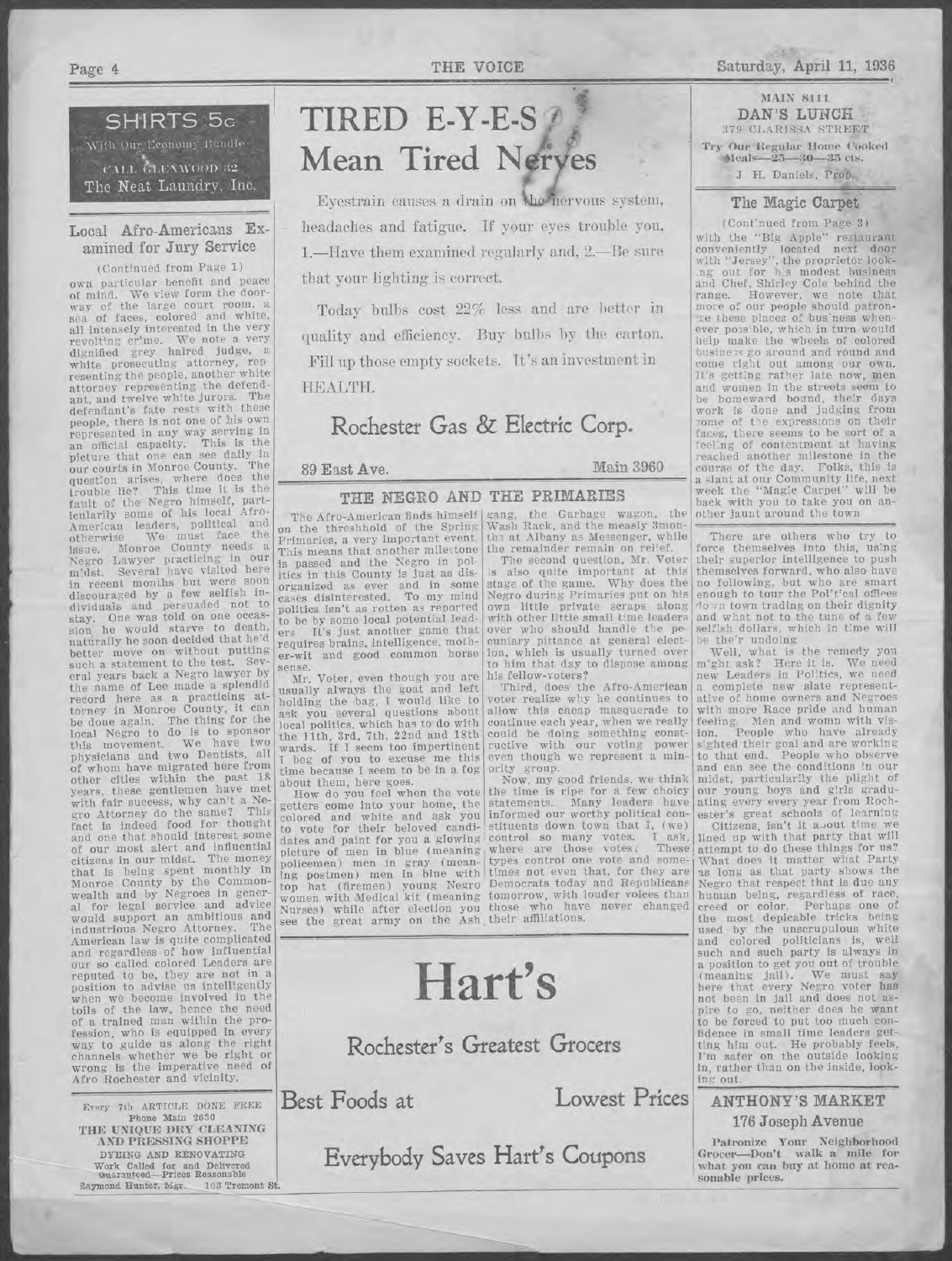SHIRTS 5c

With Our Economy Bundle

CALL GLENWOOD 32

The Neat Laundry, Inc.

## Local Afro-Americans Examined for Jury Service

(Continued from Page 1)

own particular benefit and peace of mind. We view form the doorway of the large court room, a sea of faces, colored and white, all intensely interested in the very revolting crime. We note a very dignified grey haired judge, a white prosecuting attorney, representing the people, another white attorney representing the defendant, and twelve white jurors. The defendant's fate rests with these people, there is not one of his own represented in any way serving in an official capacity. This is the picture that one can see daily in our courts in Monroe County. The question arises, where does the trouble lie? This time it is the fault of the Negro himself, particularly some of his local Afro-American leaders, political and otherwise. We must face the issue. Monroe County needs a Negro Lawyer practicing in our midst. Several have visited here in recent months but were soon discouraged by a few selfish individuals and persuaded not to stay. One was told on one occassion he would starve to death, naturally he soon decided that he'd better move on without putting such a statement to the test. Several years back a Negro lawyer by the name of Lee made a splendid record here as a practicing attorney in Monroe County, it can be done again. The thing for the local Negro to do is to sponsor this movement. We have two physicians and two Dentists, all of whom have migrated here from other cities within the past 18 years, these gentlemen have met with fair success, why can't a Negro Attorney do the same? This fact is indeed food for thought and one that should interest some of our most alert and influential citizens in our midst. The money that is being spent monthly in Monroe County by the Commonwealth and by Negroes in general for legal service and advice would support an ambitious and industrious Negro Attorney. The American law is quite complicated and regardless of how influential our so called colored Leaders are reputed to be, they are not in a position to advise us intelligently when we become involved in the toils of the law, hence the need of a trained man within the profession, who is equipped in every way to guide us along the right channels whether we be right or wrong is the imperative need of Afro Rochester and vicinity.

Every 7th ARTICLE DONE FREE
Phone Main 2630
THE UNIQUE DRY CLEANING AND PRESSING SHOPPE
DYEING AND RENOVATING
Work Called for and Delivered
Guaranteed—Prices Reasonable
Raymond Hunter, Mgr. 183 Tremont St.

# TIRED E-Y-E-S Mean Tired Nerves

Eyestrain causes a drain on the nervous system, headaches and fatigue. If your eyes trouble you, 1.—Have them examined regularly and, 2.—Be sure that your lighting is correct.

Today bulbs cost 22% less and are better in quality and efficiency. Buy bulbs by the carton. Fill up those empty sockets. It's an investment in HEALTH.

Rochester Gas & Electric Corp.

89 East Ave. Main 3960

## THE NEGRO AND THE PRIMARIES

The Afro-American finds himself on the threshold of the Spring Primaries, a very important event. This means that another milestone is passed and the Negro in politics in this County is just as disorganized as ever and in some cases disinterested. To my mind politics isn't as rotten as reported to be by some local potential leaders. It's just another game that requires brains, intelligence, mother-wit and good common horse sense.

Mr. Voter, even though you are usually always the goat and left holding the bag, I would like to ask you several questions about local politics, which has to do with the 11th, 3rd, 7th, 22nd and 18th wards. If I seem too impertinent I beg of you to excuse me this time because I seem to be in a fog about them, here goes.

How do you feel when the vote getters come into your home, the colored and white and ask you to vote for their beloved candidates and paint for you a glowing picture of men in blue (meaning policemen) men in gray (meaning postmen) men in blue with top hat (firemen) young Negro women with Medical kit (meaning Nurses) while after election you see the great army on the Ash gang, the Garbage wagon, the Wash Rack, and the measly 3months at Albany as Messenger, while the remainder remain on relief.

The second question, Mr. Voter is also quite important at this stage of the game. Why does the Negro during Primaries put on his own little private scraps along with other little small time leaders over who should handle the pecuniary pittance at general election, which is usually turned over to him that day to dispose among his fellow-voters?

Third, does the Afro-American voter realize why he continues to allow this cheap masquerade to continue each year, when we really could be doing something constructive with our voting power even though we represent a minority group.

Now, my good friends, we think the time is ripe for a few choicy statements. Many leaders have informed our worthy political constituents down town that I, (we) control so many votes. I ask, where are those votes? These types control one vote and sometimes not even that, for they are Democrats today and Republicans tomorrow, with louder voices than those who have never changed their affiliations.

# Hart's

Rochester's Greatest Grocers

Best Foods at Lowest Prices

Everybody Saves Hart's Coupons

MAIN 8111
DAN'S LUNCH
379 CLARISSA STREET
Try Our Regular Home Cooked Meals—25—30—35 cts.
J. H. Daniels, Prop.

## The Magic Carpet

(Continued from Page 3)

with the "Big Apple" restaurant conveniently located next door with "Jersey", the proprietor looking out for his modest business and Chef, Shirley Cole behind the range. However, we note that more of our people should patronize these places of business whenever possible, which in turn would help make the wheels of colored business go around and round and come right out among our own. It's getting rather late now, men and women in the streets seem to be homeward bound, their days work is done and judging from some of the expressions on their faces, there seems to be sort of a feeling of contentment at having reached another milestone in the course of the day. Folks, this is a slant at our Community life, next week the "Magic Carpet" will be back with you to take you on another jaunt around the town

There are others who try to force themselves into this, using their superior intelligence to push themselves forward, who also have no following, but who are smart enough to tour the Political offices down town trading on their dignity and what not to the tune of a few selfish dollars, which in time will be their undoing

Well, what is the remedy you might ask? Here it is. We need new Leaders in Politics, we need a complete new slate representative of home owners and Negroes with more Race pride and human feeling. Men and women with vision. People who have already sighted their goal and are working to that end. People who observe and can see the conditions in our midst, particularly the plight of our young boys and girls graduating every every year from Rochester's great schools of learning

Citizens, isn't it about time we lined up with that party that will attempt to do these things for us? What does it matter what Party as long as that party shows the Negro that respect that is due any human being, regardless of race, creed or color. Perhaps one of the most depicable tricks being used by the unscrupulous white and colored politicians is, well such and such party is always in a position to get you out of trouble (meaning jail). We must say here that every Negro voter has not been in jail and does not aspire to go, neither does he want to be forced to put too much confidence in small time leaders getting him out. He probably feels, I'm safer on the outside looking in, rather than on the inside, looking out.

ANTHONY'S MARKET
176 Joseph Avenue

Patronize Your Neighborhood Grocer—Don't walk a mile for what you can buy at home at reasonable prices.